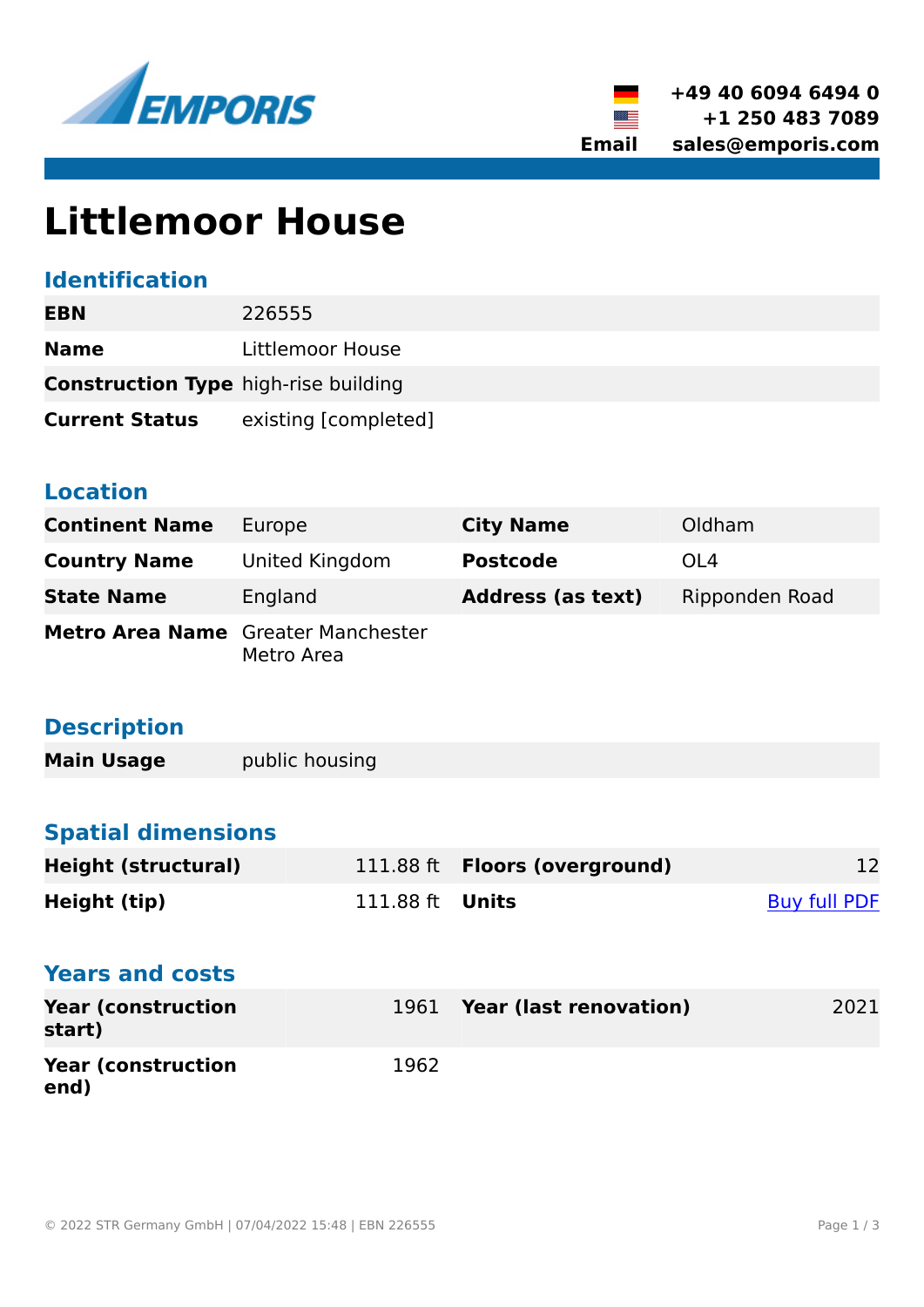EMPORIS

+49 40 6094 6494 0
+1 250 483 7089
Email sales@emporis.com

# Littlemoor House

## Identification

| | |
|---|---|
| **EBN** | 226555 |
| **Name** | Littlemoor House |
| **Construction Type** | high-rise building |
| **Current Status** | existing [completed] |

## Location

| | | | |
|---|---|---|---|
| **Continent Name** | Europe | **City Name** | Oldham |
| **Country Name** | United Kingdom | **Postcode** | OL4 |
| **State Name** | England | **Address (as text)** | Ripponden Road |
| **Metro Area Name** | Greater Manchester Metro Area | | |

## Description

| | |
|---|---|
| **Main Usage** | public housing |

## Spatial dimensions

| | | | |
|---|---|---|---|
| **Height (structural)** | 111.88 ft | **Floors (overground)** | 12 |
| **Height (tip)** | 111.88 ft | **Units** | Buy full PDF |

## Years and costs

| | | | |
|---|---|---|---|
| **Year (construction start)** | 1961 | **Year (last renovation)** | 2021 |
| **Year (construction end)** | 1962 | | |

© 2022 STR Germany GmbH | 07/04/2022 15:48 | EBN 226555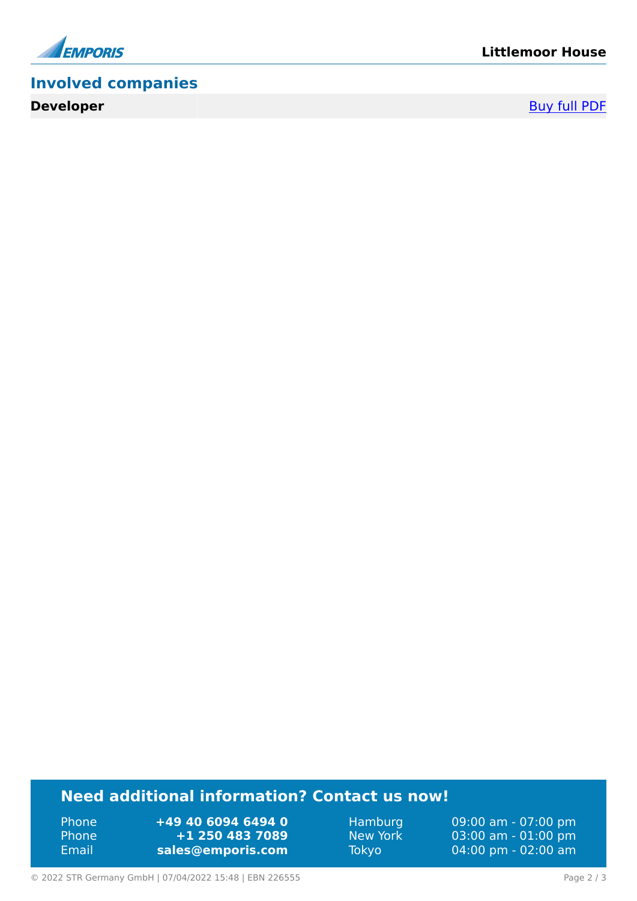## Involved companies

| **Developer** | | Buy full PDF |
| --- | --- | --- |

## Need additional information? Contact us now!

| | | | |
| --- | --- | --- | --- |
| Phone | **+49 40 6094 6494 0** | Hamburg | 09:00 am - 07:00 pm |
| Phone | **+1 250 483 7089** | New York | 03:00 am - 01:00 pm |
| Email | **sales@emporis.com** | Tokyo | 04:00 pm - 02:00 am |

© 2022 STR Germany GmbH | 07/04/2022 15:48 | EBN 226555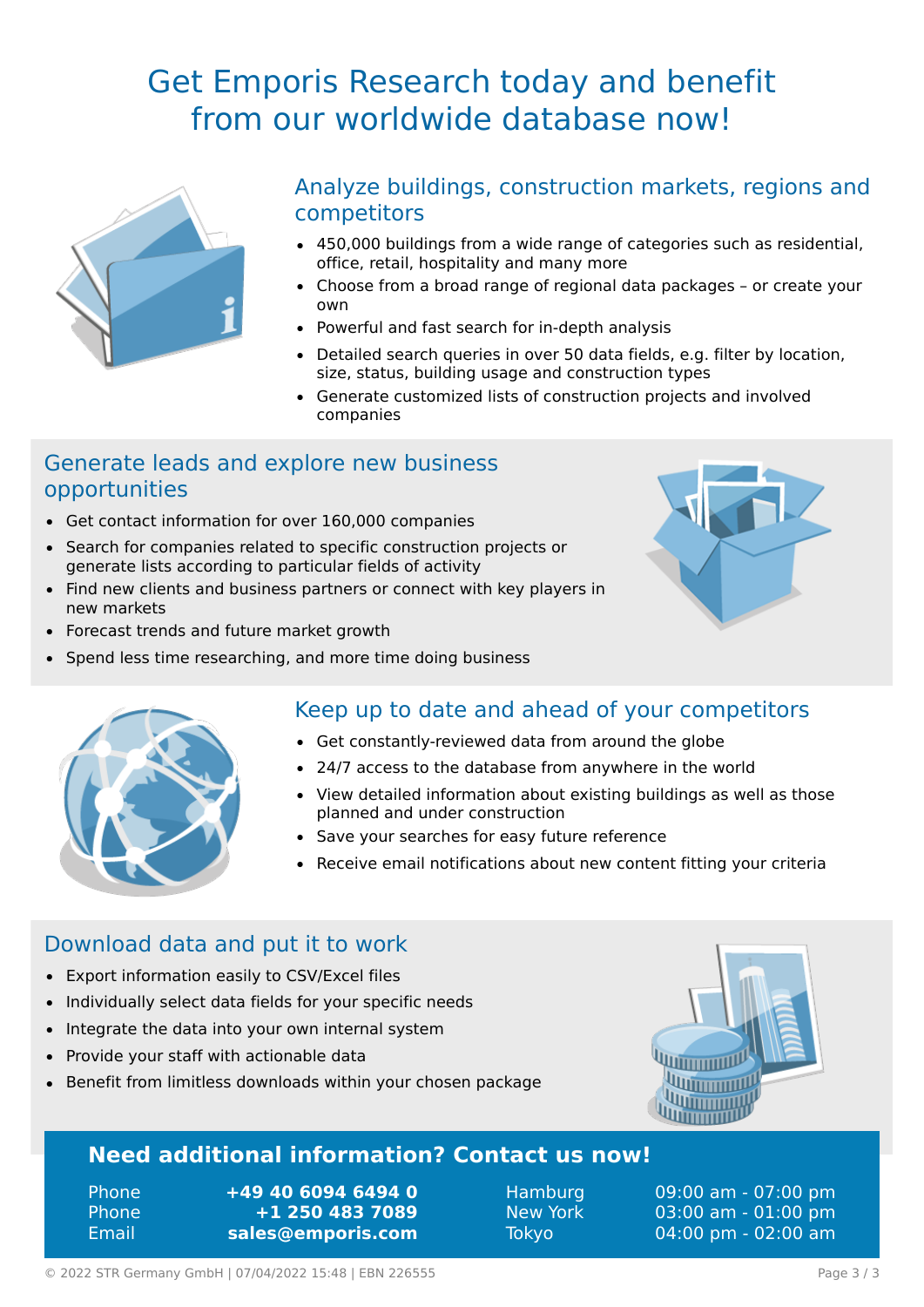# Get Emporis Research today and benefit from our worldwide database now!

## Analyze buildings, construction markets, regions and competitors

- 450,000 buildings from a wide range of categories such as residential, office, retail, hospitality and many more
- Choose from a broad range of regional data packages – or create your own
- Powerful and fast search for in-depth analysis
- Detailed search queries in over 50 data fields, e.g. filter by location, size, status, building usage and construction types
- Generate customized lists of construction projects and involved companies

## Generate leads and explore new business opportunities

- Get contact information for over 160,000 companies
- Search for companies related to specific construction projects or generate lists according to particular fields of activity
- Find new clients and business partners or connect with key players in new markets
- Forecast trends and future market growth
- Spend less time researching, and more time doing business

## Keep up to date and ahead of your competitors

- Get constantly-reviewed data from around the globe
- 24/7 access to the database from anywhere in the world
- View detailed information about existing buildings as well as those planned and under construction
- Save your searches for easy future reference
- Receive email notifications about new content fitting your criteria

## Download data and put it to work

- Export information easily to CSV/Excel files
- Individually select data fields for your specific needs
- Integrate the data into your own internal system
- Provide your staff with actionable data
- Benefit from limitless downloads within your chosen package

### Need additional information? Contact us now!

| | | | |
|---|---|---|---|
| Phone | **+49 40 6094 6494 0** | Hamburg | 09:00 am - 07:00 pm |
| Phone | **+1 250 483 7089** | New York | 03:00 am - 01:00 pm |
| Email | **sales@emporis.com** | Tokyo | 04:00 pm - 02:00 am |

© 2022 STR Germany GmbH | 07/04/2022 15:48 | EBN 226555